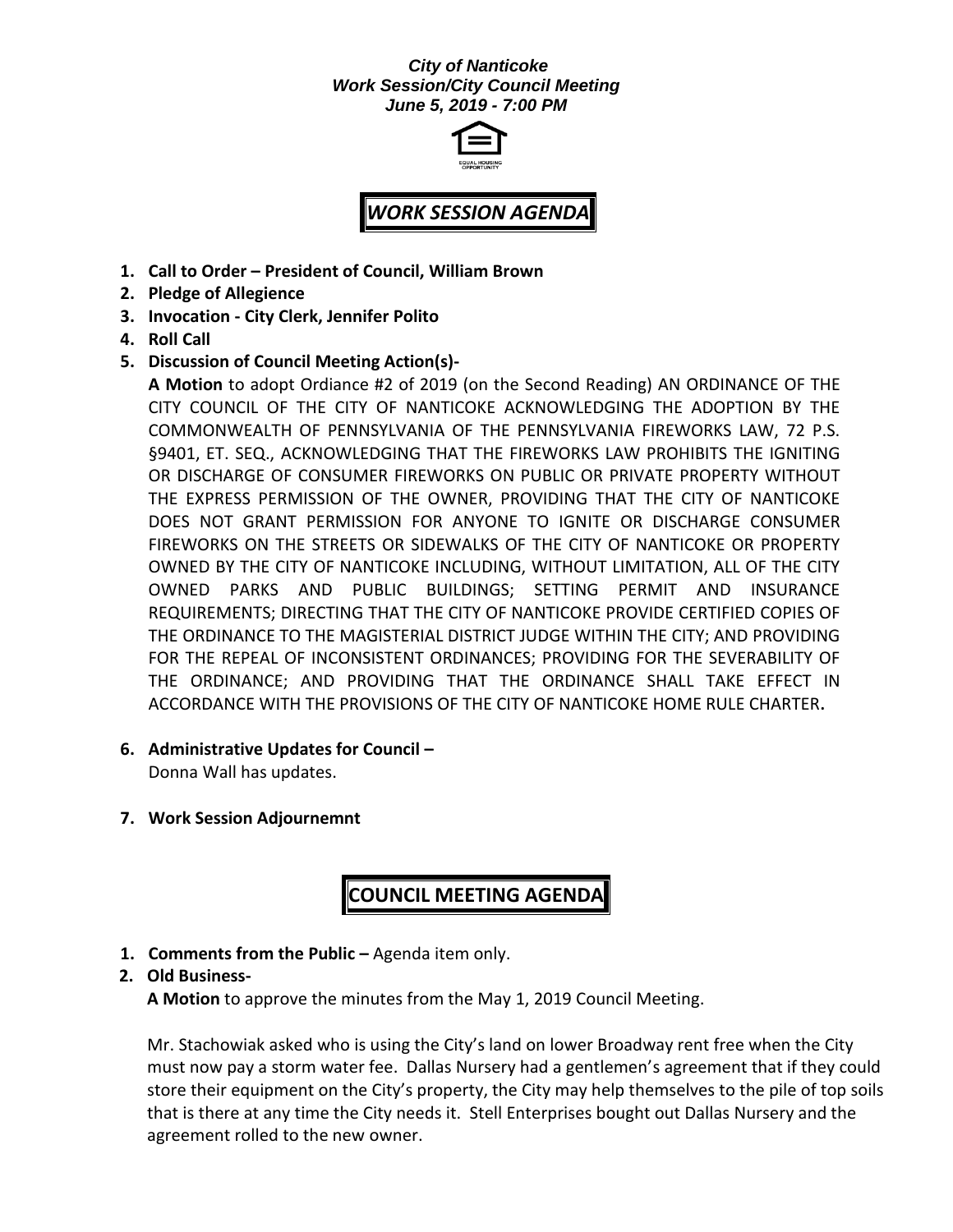***City of Nanticoke***
***Work Session/City Council Meeting***
***June 5, 2019 - 7:00 PM***

# *WORK SESSION AGENDA*

1. **Call to Order – President of Council, William Brown**
2. **Pledge of Allegience**
3. **Invocation - City Clerk, Jennifer Polito**
4. **Roll Call**
5. **Discussion of Council Meeting Action(s)-**

   **A Motion** to adopt Ordiance #2 of 2019 (on the Second Reading) AN ORDINANCE OF THE CITY COUNCIL OF THE CITY OF NANTICOKE ACKNOWLEDGING THE ADOPTION BY THE COMMONWEALTH OF PENNSYLVANIA OF THE PENNSYLVANIA FIREWORKS LAW, 72 P.S. §9401, ET. SEQ., ACKNOWLEDGING THAT THE FIREWORKS LAW PROHIBITS THE IGNITING OR DISCHARGE OF CONSUMER FIREWORKS ON PUBLIC OR PRIVATE PROPERTY WITHOUT THE EXPRESS PERMISSION OF THE OWNER, PROVIDING THAT THE CITY OF NANTICOKE DOES NOT GRANT PERMISSION FOR ANYONE TO IGNITE OR DISCHARGE CONSUMER FIREWORKS ON THE STREETS OR SIDEWALKS OF THE CITY OF NANTICOKE OR PROPERTY OWNED BY THE CITY OF NANTICOKE INCLUDING, WITHOUT LIMITATION, ALL OF THE CITY OWNED PARKS AND PUBLIC BUILDINGS; SETTING PERMIT AND INSURANCE REQUIREMENTS; DIRECTING THAT THE CITY OF NANTICOKE PROVIDE CERTIFIED COPIES OF THE ORDINANCE TO THE MAGISTERIAL DISTRICT JUDGE WITHIN THE CITY; AND PROVIDING FOR THE REPEAL OF INCONSISTENT ORDINANCES; PROVIDING FOR THE SEVERABILITY OF THE ORDINANCE; AND PROVIDING THAT THE ORDINANCE SHALL TAKE EFFECT IN ACCORDANCE WITH THE PROVISIONS OF THE CITY OF NANTICOKE HOME RULE CHARTER.

6. **Administrative Updates for Council –**

   Donna Wall has updates.

7. **Work Session Adjournemnt**

# COUNCIL MEETING AGENDA

1. **Comments from the Public –** Agenda item only.
2. **Old Business-**

   **A Motion** to approve the minutes from the May 1, 2019 Council Meeting.

   Mr. Stachowiak asked who is using the City's land on lower Broadway rent free when the City must now pay a storm water fee. Dallas Nursery had a gentlemen's agreement that if they could store their equipment on the City's property, the City may help themselves to the pile of top soils that is there at any time the City needs it. Stell Enterprises bought out Dallas Nursery and the agreement rolled to the new owner.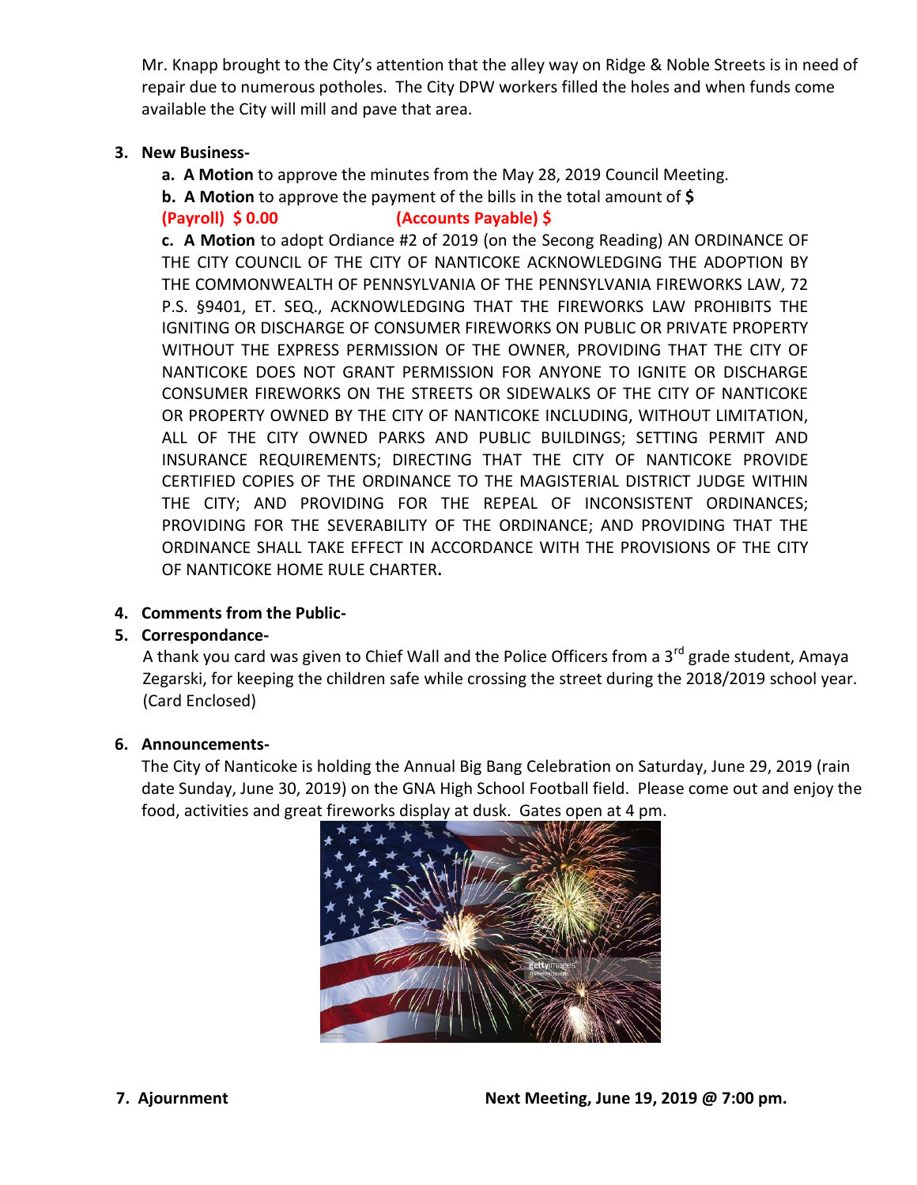Mr. Knapp brought to the City's attention that the alley way on Ridge & Noble Streets is in need of repair due to numerous potholes. The City DPW workers filled the holes and when funds come available the City will mill and pave that area.

3. **New Business-**
   a. **A Motion** to approve the minutes from the May 28, 2019 Council Meeting.
   b. **A Motion** to approve the payment of the bills in the total amount of **$**
   **(Payroll) $ 0.00** **(Accounts Payable) $**
   c. **A Motion** to adopt Ordiance #2 of 2019 (on the Secong Reading) AN ORDINANCE OF THE CITY COUNCIL OF THE CITY OF NANTICOKE ACKNOWLEDGING THE ADOPTION BY THE COMMONWEALTH OF PENNSYLVANIA OF THE PENNSYLVANIA FIREWORKS LAW, 72 P.S. §9401, ET. SEQ., ACKNOWLEDGING THAT THE FIREWORKS LAW PROHIBITS THE IGNITING OR DISCHARGE OF CONSUMER FIREWORKS ON PUBLIC OR PRIVATE PROPERTY WITHOUT THE EXPRESS PERMISSION OF THE OWNER, PROVIDING THAT THE CITY OF NANTICOKE DOES NOT GRANT PERMISSION FOR ANYONE TO IGNITE OR DISCHARGE CONSUMER FIREWORKS ON THE STREETS OR SIDEWALKS OF THE CITY OF NANTICOKE OR PROPERTY OWNED BY THE CITY OF NANTICOKE INCLUDING, WITHOUT LIMITATION, ALL OF THE CITY OWNED PARKS AND PUBLIC BUILDINGS; SETTING PERMIT AND INSURANCE REQUIREMENTS; DIRECTING THAT THE CITY OF NANTICOKE PROVIDE CERTIFIED COPIES OF THE ORDINANCE TO THE MAGISTERIAL DISTRICT JUDGE WITHIN THE CITY; AND PROVIDING FOR THE REPEAL OF INCONSISTENT ORDINANCES; PROVIDING FOR THE SEVERABILITY OF THE ORDINANCE; AND PROVIDING THAT THE ORDINANCE SHALL TAKE EFFECT IN ACCORDANCE WITH THE PROVISIONS OF THE CITY OF NANTICOKE HOME RULE CHARTER**.**

4. **Comments from the Public-**

5. **Correspondance-**
   A thank you card was given to Chief Wall and the Police Officers from a 3rd grade student, Amaya Zegarski, for keeping the children safe while crossing the street during the 2018/2019 school year. (Card Enclosed)

6. **Announcements-**
   The City of Nanticoke is holding the Annual Big Bang Celebration on Saturday, June 29, 2019 (rain date Sunday, June 30, 2019) on the GNA High School Football field. Please come out and enjoy the food, activities and great fireworks display at dusk. Gates open at 4 pm.

7. **Ajournment** **Next Meeting, June 19, 2019 @ 7:00 pm.**